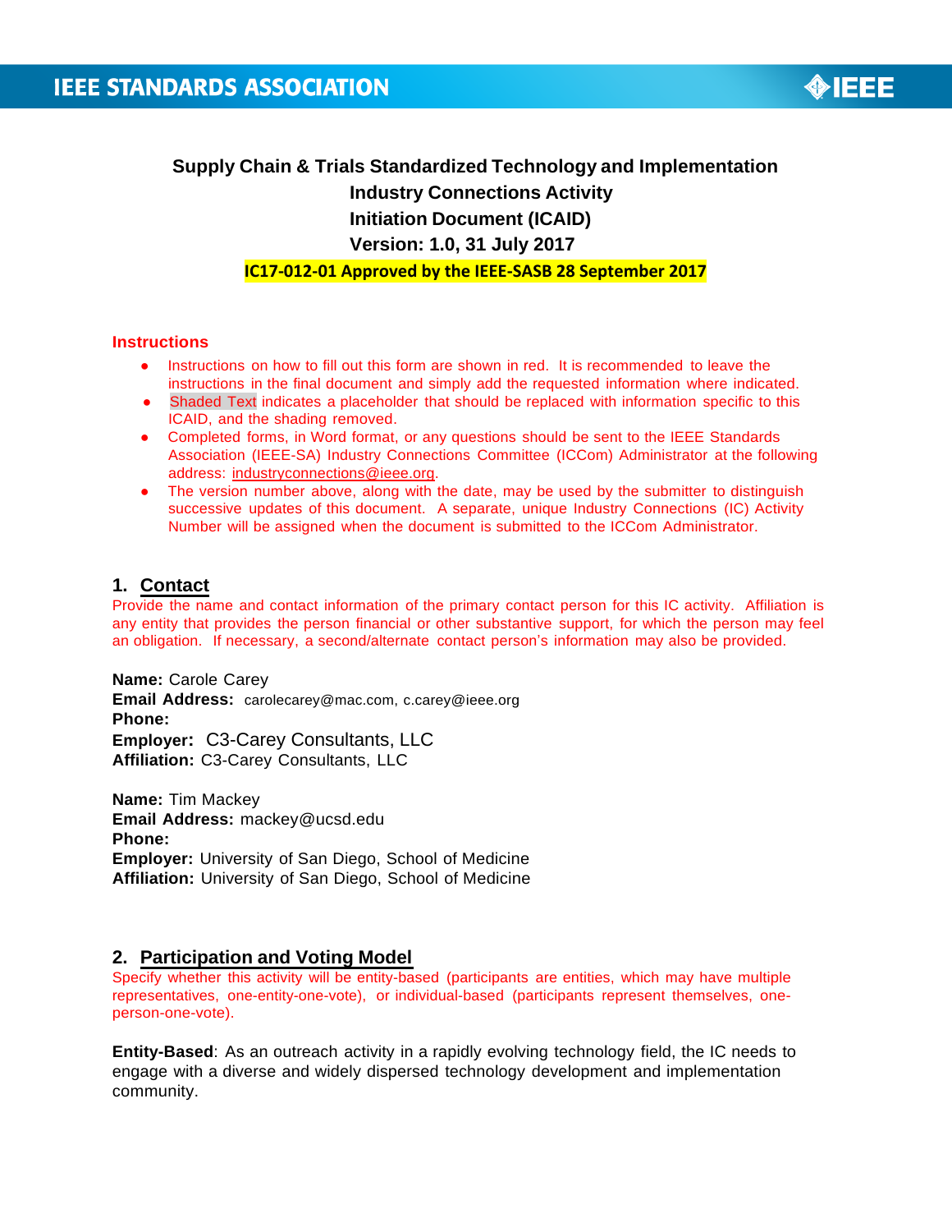# Supply Chain & Trials Standardized Technology and Implementation Industry Connections Activity Initiation Document (ICAID)

**Version: 1.0, 31 July 2017**

**IC17-012-01 Approved by the IEEE-SASB 28 September 2017**

## Instructions

- Instructions on how to fill out this form are shown in red. It is recommended to leave the instructions in the final document and simply add the requested information where indicated.
- Shaded Text indicates a placeholder that should be replaced with information specific to this ICAID, and the shading removed.
- Completed forms, in Word format, or any questions should be sent to the IEEE Standards Association (IEEE-SA) Industry Connections Committee (ICCom) Administrator at the following address: industryconnections@ieee.org.
- The version number above, along with the date, may be used by the submitter to distinguish successive updates of this document. A separate, unique Industry Connections (IC) Activity Number will be assigned when the document is submitted to the ICCom Administrator.

## 1. Contact

Provide the name and contact information of the primary contact person for this IC activity. Affiliation is any entity that provides the person financial or other substantive support, for which the person may feel an obligation. If necessary, a second/alternate contact person's information may also be provided.

**Name:** Carole Carey
**Email Address:** carolecarey@mac.com, c.carey@ieee.org
**Phone:**
**Employer:** C3-Carey Consultants, LLC
**Affiliation:** C3-Carey Consultants, LLC

**Name:** Tim Mackey
**Email Address:** mackey@ucsd.edu
**Phone:**
**Employer:** University of San Diego, School of Medicine
**Affiliation:** University of San Diego, School of Medicine

## 2. Participation and Voting Model

Specify whether this activity will be entity-based (participants are entities, which may have multiple representatives, one-entity-one-vote), or individual-based (participants represent themselves, one-person-one-vote).

**Entity-Based**: As an outreach activity in a rapidly evolving technology field, the IC needs to engage with a diverse and widely dispersed technology development and implementation community.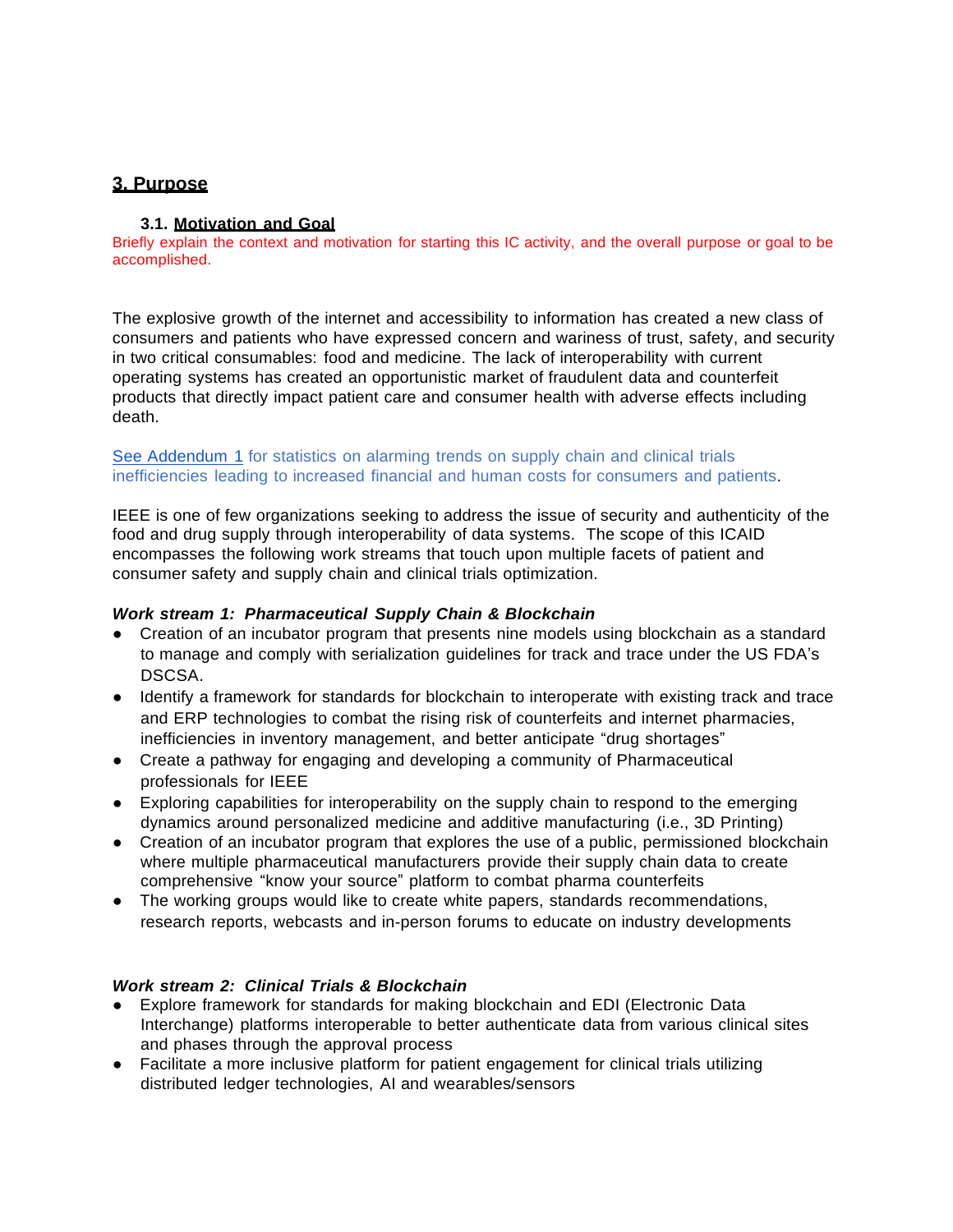## 3. Purpose

### 3.1. Motivation and Goal

Briefly explain the context and motivation for starting this IC activity, and the overall purpose or goal to be accomplished.

The explosive growth of the internet and accessibility to information has created a new class of consumers and patients who have expressed concern and wariness of trust, safety, and security in two critical consumables: food and medicine. The lack of interoperability with current operating systems has created an opportunistic market of fraudulent data and counterfeit products that directly impact patient care and consumer health with adverse effects including death.

See Addendum 1 for statistics on alarming trends on supply chain and clinical trials inefficiencies leading to increased financial and human costs for consumers and patients.

IEEE is one of few organizations seeking to address the issue of security and authenticity of the food and drug supply through interoperability of data systems. The scope of this ICAID encompasses the following work streams that touch upon multiple facets of patient and consumer safety and supply chain and clinical trials optimization.

***Work stream 1: Pharmaceutical Supply Chain & Blockchain***

- Creation of an incubator program that presents nine models using blockchain as a standard to manage and comply with serialization guidelines for track and trace under the US FDA's DSCSA.
- Identify a framework for standards for blockchain to interoperate with existing track and trace and ERP technologies to combat the rising risk of counterfeits and internet pharmacies, inefficiencies in inventory management, and better anticipate "drug shortages"
- Create a pathway for engaging and developing a community of Pharmaceutical professionals for IEEE
- Exploring capabilities for interoperability on the supply chain to respond to the emerging dynamics around personalized medicine and additive manufacturing (i.e., 3D Printing)
- Creation of an incubator program that explores the use of a public, permissioned blockchain where multiple pharmaceutical manufacturers provide their supply chain data to create comprehensive "know your source" platform to combat pharma counterfeits
- The working groups would like to create white papers, standards recommendations, research reports, webcasts and in-person forums to educate on industry developments

***Work stream 2: Clinical Trials & Blockchain***

- Explore framework for standards for making blockchain and EDI (Electronic Data Interchange) platforms interoperable to better authenticate data from various clinical sites and phases through the approval process
- Facilitate a more inclusive platform for patient engagement for clinical trials utilizing distributed ledger technologies, AI and wearables/sensors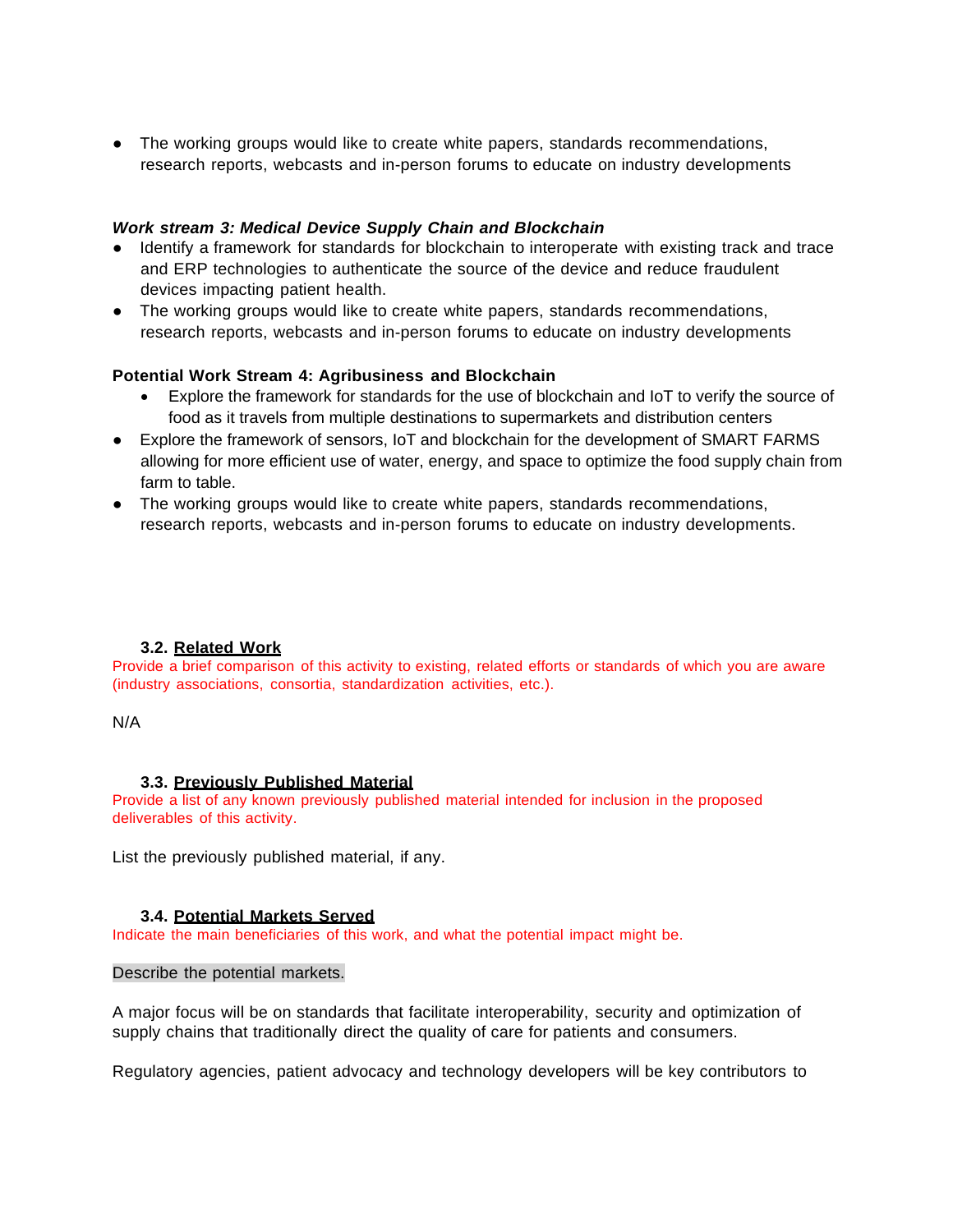- The working groups would like to create white papers, standards recommendations, research reports, webcasts and in-person forums to educate on industry developments

***Work stream 3: Medical Device Supply Chain and Blockchain***

- Identify a framework for standards for blockchain to interoperate with existing track and trace and ERP technologies to authenticate the source of the device and reduce fraudulent devices impacting patient health.
- The working groups would like to create white papers, standards recommendations, research reports, webcasts and in-person forums to educate on industry developments

**Potential Work Stream 4: Agribusiness and Blockchain**

- Explore the framework for standards for the use of blockchain and IoT to verify the source of food as it travels from multiple destinations to supermarkets and distribution centers
- Explore the framework of sensors, IoT and blockchain for the development of SMART FARMS allowing for more efficient use of water, energy, and space to optimize the food supply chain from farm to table.
- The working groups would like to create white papers, standards recommendations, research reports, webcasts and in-person forums to educate on industry developments.

### 3.2. Related Work

Provide a brief comparison of this activity to existing, related efforts or standards of which you are aware (industry associations, consortia, standardization activities, etc.).

N/A

### 3.3. Previously Published Material

Provide a list of any known previously published material intended for inclusion in the proposed deliverables of this activity.

List the previously published material, if any.

### 3.4. Potential Markets Served

Indicate the main beneficiaries of this work, and what the potential impact might be.

Describe the potential markets.

A major focus will be on standards that facilitate interoperability, security and optimization of supply chains that traditionally direct the quality of care for patients and consumers.

Regulatory agencies, patient advocacy and technology developers will be key contributors to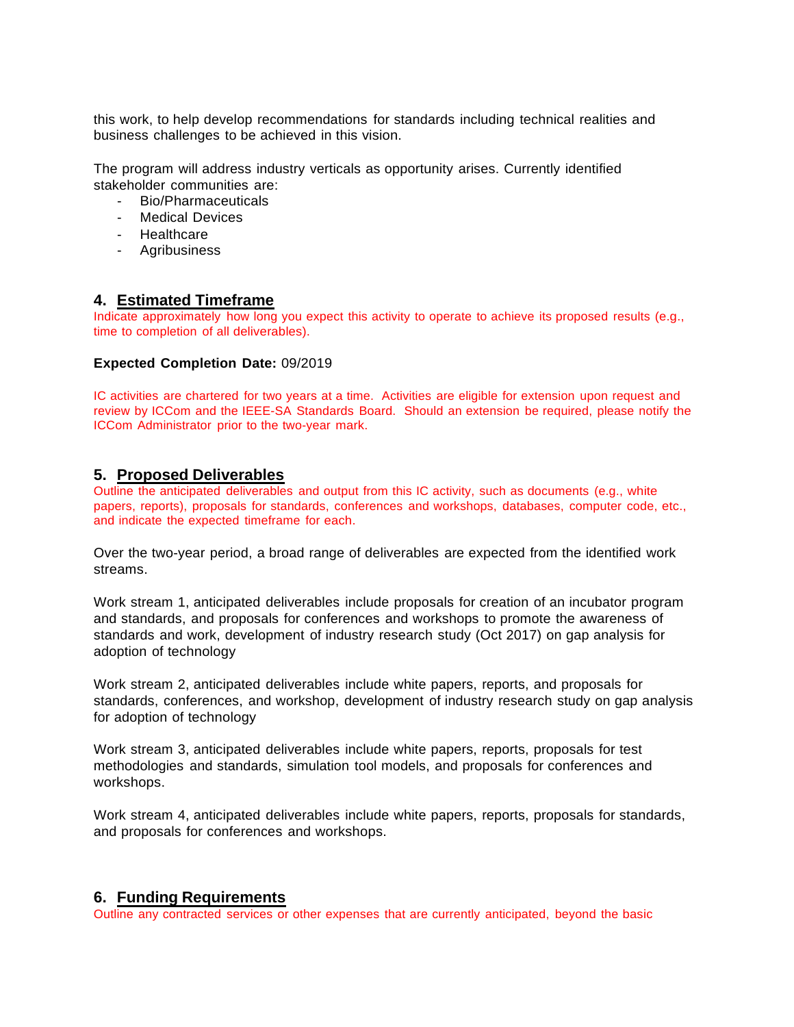this work, to help develop recommendations for standards including technical realities and business challenges to be achieved in this vision.

The program will address industry verticals as opportunity arises. Currently identified stakeholder communities are:

- Bio/Pharmaceuticals
- Medical Devices
- Healthcare
- Agribusiness

## 4. Estimated Timeframe

Indicate approximately how long you expect this activity to operate to achieve its proposed results (e.g., time to completion of all deliverables).

**Expected Completion Date:** 09/2019

IC activities are chartered for two years at a time. Activities are eligible for extension upon request and review by ICCom and the IEEE-SA Standards Board. Should an extension be required, please notify the ICCom Administrator prior to the two-year mark.

## 5. Proposed Deliverables

Outline the anticipated deliverables and output from this IC activity, such as documents (e.g., white papers, reports), proposals for standards, conferences and workshops, databases, computer code, etc., and indicate the expected timeframe for each.

Over the two-year period, a broad range of deliverables are expected from the identified work streams.

Work stream 1, anticipated deliverables include proposals for creation of an incubator program and standards, and proposals for conferences and workshops to promote the awareness of standards and work, development of industry research study (Oct 2017) on gap analysis for adoption of technology

Work stream 2, anticipated deliverables include white papers, reports, and proposals for standards, conferences, and workshop, development of industry research study on gap analysis for adoption of technology

Work stream 3, anticipated deliverables include white papers, reports, proposals for test methodologies and standards, simulation tool models, and proposals for conferences and workshops.

Work stream 4, anticipated deliverables include white papers, reports, proposals for standards, and proposals for conferences and workshops.

## 6. Funding Requirements

Outline any contracted services or other expenses that are currently anticipated, beyond the basic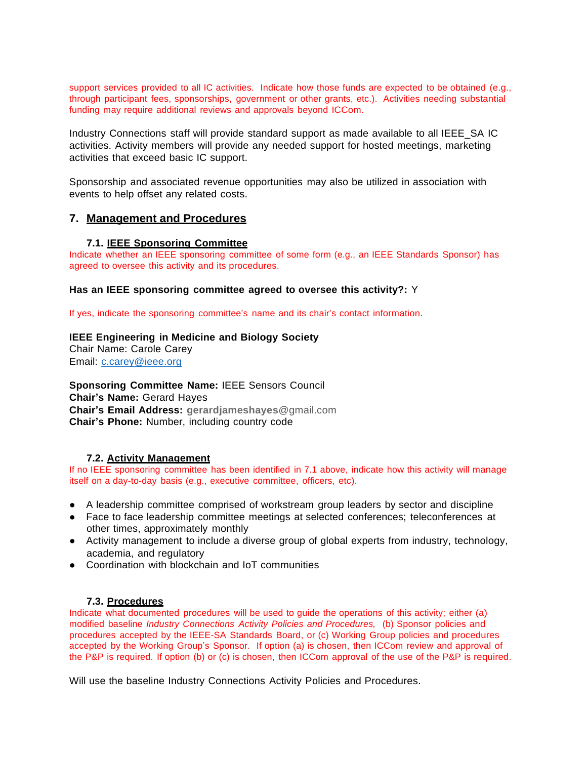support services provided to all IC activities. Indicate how those funds are expected to be obtained (e.g., through participant fees, sponsorships, government or other grants, etc.). Activities needing substantial funding may require additional reviews and approvals beyond ICCom.

Industry Connections staff will provide standard support as made available to all IEEE_SA IC activities. Activity members will provide any needed support for hosted meetings, marketing activities that exceed basic IC support.

Sponsorship and associated revenue opportunities may also be utilized in association with events to help offset any related costs.

## 7. Management and Procedures

### 7.1. IEEE Sponsoring Committee

Indicate whether an IEEE sponsoring committee of some form (e.g., an IEEE Standards Sponsor) has agreed to oversee this activity and its procedures.

**Has an IEEE sponsoring committee agreed to oversee this activity?:** Y

If yes, indicate the sponsoring committee's name and its chair's contact information.

**IEEE Engineering in Medicine and Biology Society**
Chair Name: Carole Carey
Email: c.carey@ieee.org

**Sponsoring Committee Name:** IEEE Sensors Council
**Chair's Name:** Gerard Hayes
**Chair's Email Address:** **gerardjameshayes**@gmail.com
**Chair's Phone:** Number, including country code

### 7.2. Activity Management

If no IEEE sponsoring committee has been identified in 7.1 above, indicate how this activity will manage itself on a day-to-day basis (e.g., executive committee, officers, etc).

- A leadership committee comprised of workstream group leaders by sector and discipline
- Face to face leadership committee meetings at selected conferences; teleconferences at other times, approximately monthly
- Activity management to include a diverse group of global experts from industry, technology, academia, and regulatory
- Coordination with blockchain and IoT communities

### 7.3. Procedures

Indicate what documented procedures will be used to guide the operations of this activity; either (a) modified baseline *Industry Connections Activity Policies and Procedures,* (b) Sponsor policies and procedures accepted by the IEEE-SA Standards Board, or (c) Working Group policies and procedures accepted by the Working Group's Sponsor. If option (a) is chosen, then ICCom review and approval of the P&P is required. If option (b) or (c) is chosen, then ICCom approval of the use of the P&P is required.

Will use the baseline Industry Connections Activity Policies and Procedures.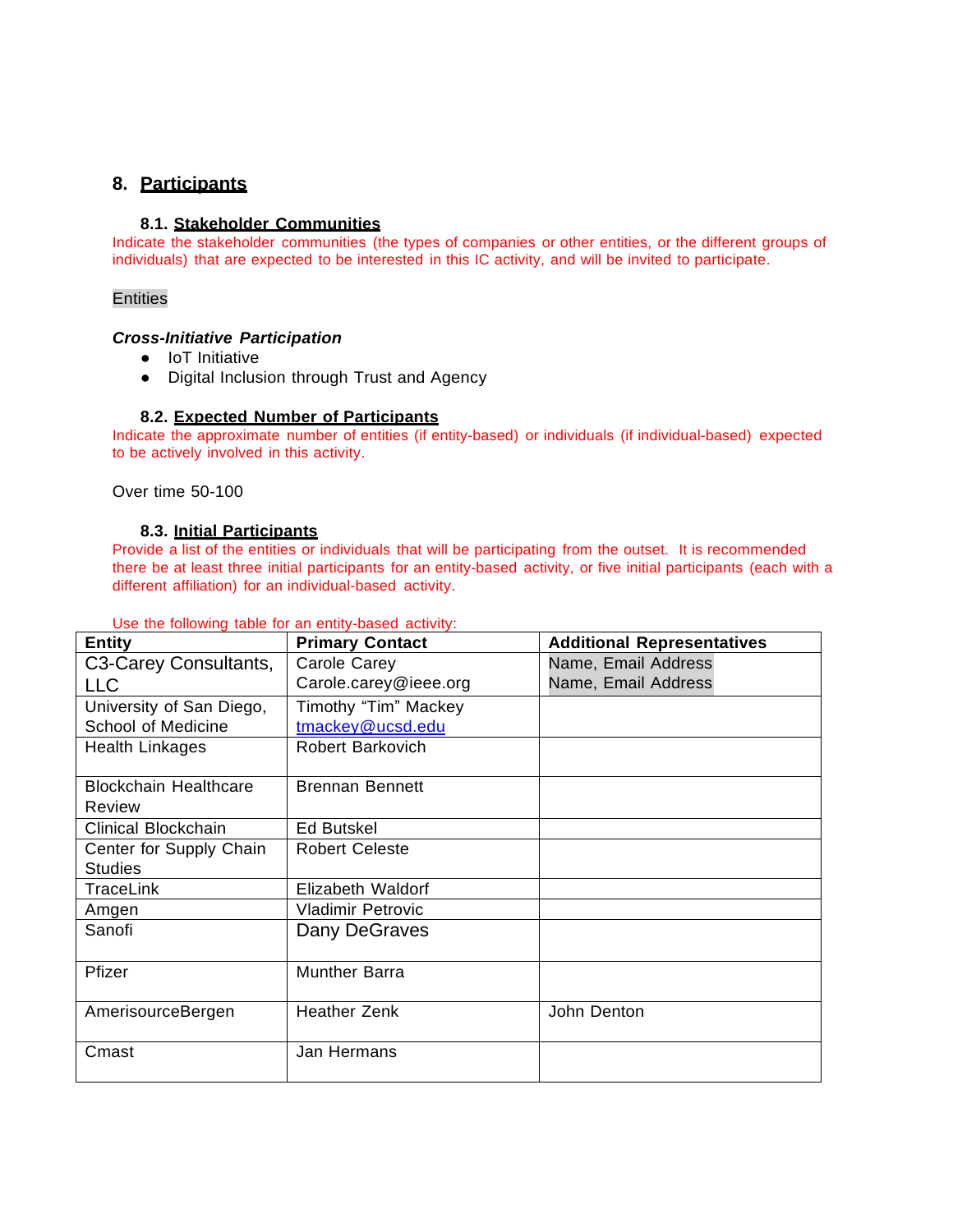## 8. Participants

### 8.1. Stakeholder Communities

Indicate the stakeholder communities (the types of companies or other entities, or the different groups of individuals) that are expected to be interested in this IC activity, and will be invited to participate.

Entities

***Cross-Initiative Participation***

- IoT Initiative
- Digital Inclusion through Trust and Agency

### 8.2. Expected Number of Participants

Indicate the approximate number of entities (if entity-based) or individuals (if individual-based) expected to be actively involved in this activity.

Over time 50-100

### 8.3. Initial Participants

Provide a list of the entities or individuals that will be participating from the outset. It is recommended there be at least three initial participants for an entity-based activity, or five initial participants (each with a different affiliation) for an individual-based activity.

Use the following table for an entity-based activity:

| Entity | Primary Contact | Additional Representatives |
|---|---|---|
| C3-Carey Consultants, LLC | Carole Carey<br>Carole.carey@ieee.org | Name, Email Address<br>Name, Email Address |
| University of San Diego, School of Medicine | Timothy "Tim" Mackey<br>tmackey@ucsd.edu | |
| Health Linkages | Robert Barkovich | |
| Blockchain Healthcare Review | Brennan Bennett | |
| Clinical Blockchain | Ed Butskel | |
| Center for Supply Chain Studies | Robert Celeste | |
| TraceLink | Elizabeth Waldorf | |
| Amgen | Vladimir Petrovic | |
| Sanofi | Dany DeGraves | |
| Pfizer | Munther Barra | |
| AmerisourceBergen | Heather Zenk | John Denton |
| Cmast | Jan Hermans | |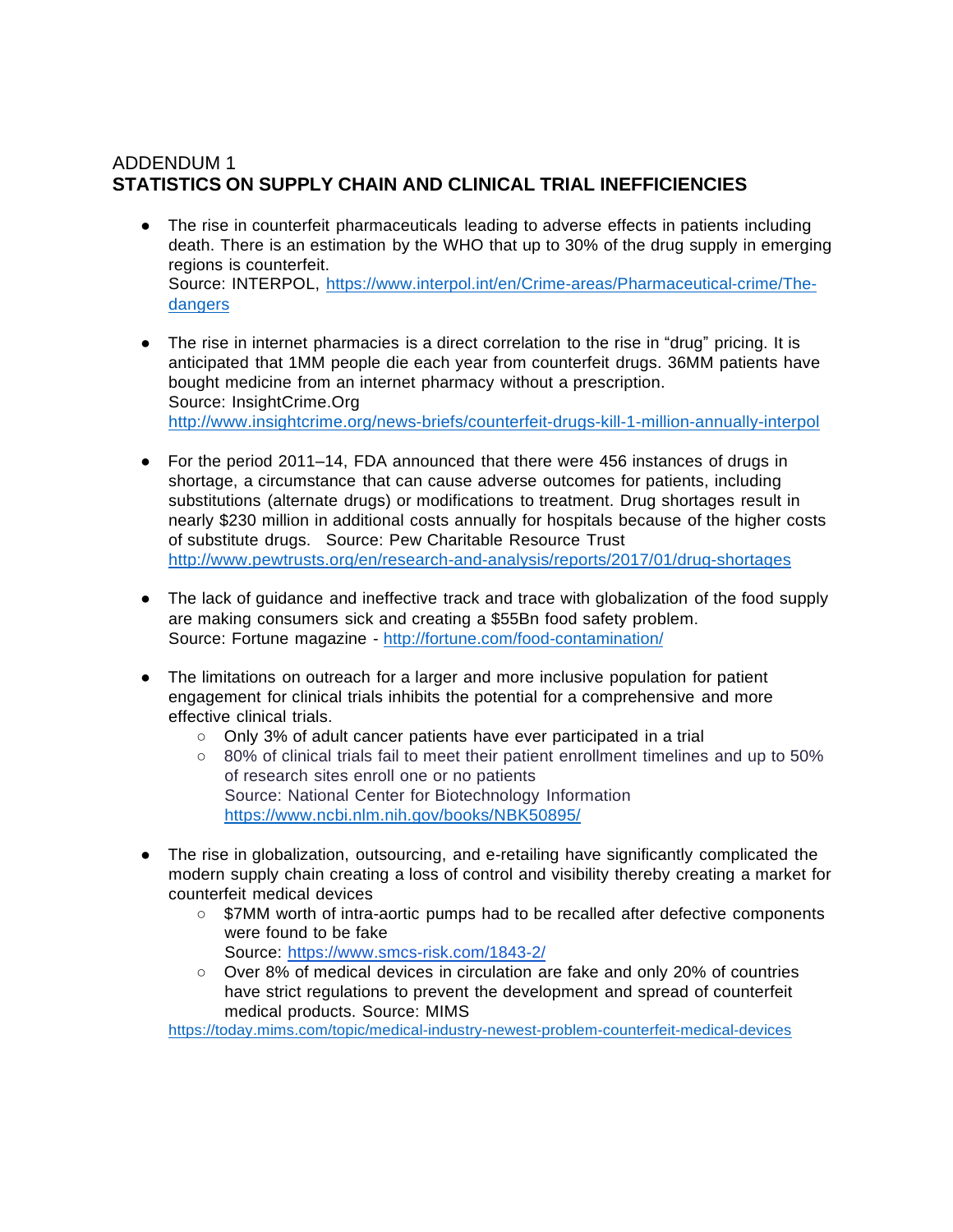ADDENDUM 1

**STATISTICS ON SUPPLY CHAIN AND CLINICAL TRIAL INEFFICIENCIES**

- The rise in counterfeit pharmaceuticals leading to adverse effects in patients including death. There is an estimation by the WHO that up to 30% of the drug supply in emerging regions is counterfeit.
  Source: INTERPOL, https://www.interpol.int/en/Crime-areas/Pharmaceutical-crime/The-dangers

- The rise in internet pharmacies is a direct correlation to the rise in "drug" pricing. It is anticipated that 1MM people die each year from counterfeit drugs. 36MM patients have bought medicine from an internet pharmacy without a prescription.
  Source: InsightCrime.Org
  http://www.insightcrime.org/news-briefs/counterfeit-drugs-kill-1-million-annually-interpol

- For the period 2011–14, FDA announced that there were 456 instances of drugs in shortage, a circumstance that can cause adverse outcomes for patients, including substitutions (alternate drugs) or modifications to treatment. Drug shortages result in nearly $230 million in additional costs annually for hospitals because of the higher costs of substitute drugs. Source: Pew Charitable Resource Trust
  http://www.pewtrusts.org/en/research-and-analysis/reports/2017/01/drug-shortages

- The lack of guidance and ineffective track and trace with globalization of the food supply are making consumers sick and creating a $55Bn food safety problem.
  Source: Fortune magazine - http://fortune.com/food-contamination/

- The limitations on outreach for a larger and more inclusive population for patient engagement for clinical trials inhibits the potential for a comprehensive and more effective clinical trials.
  - Only 3% of adult cancer patients have ever participated in a trial
  - 80% of clinical trials fail to meet their patient enrollment timelines and up to 50% of research sites enroll one or no patients
    Source: National Center for Biotechnology Information
    https://www.ncbi.nlm.nih.gov/books/NBK50895/

- The rise in globalization, outsourcing, and e-retailing have significantly complicated the modern supply chain creating a loss of control and visibility thereby creating a market for counterfeit medical devices
  - $7MM worth of intra-aortic pumps had to be recalled after defective components were found to be fake
    Source: https://www.smcs-risk.com/1843-2/
  - Over 8% of medical devices in circulation are fake and only 20% of countries have strict regulations to prevent the development and spread of counterfeit medical products. Source: MIMS
    https://today.mims.com/topic/medical-industry-newest-problem-counterfeit-medical-devices